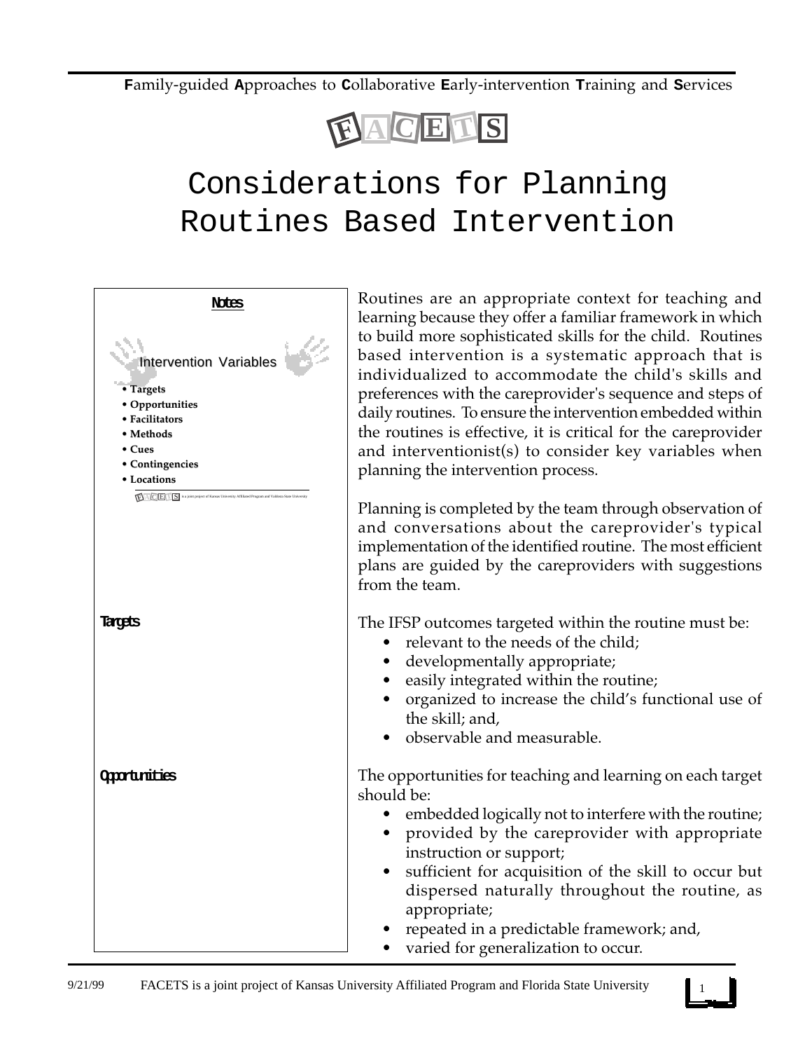**F**amily-guided **A**pproaches to **C**ollaborative **E**arly-intervention **T**raining and **S**ervices

FACETS

# Considerations for Planning Routines Based Intervention

**Notes**

Intervention Variables

- **Targets**
- **Opportunities**
- **Facilitators**
- **Methods**
- **Cues**
- **Contingencies**
- **Locations**

FACETS is a joint project of Kansas University Affiliated Program and Valdosta State University

Routines are an appropriate context for teaching and learning because they offer a familiar framework in which to build more sophisticated skills for the child. Routines based intervention is a systematic approach that is individualized to accommodate the child's skills and preferences with the careprovider's sequence and steps of daily routines. To ensure the intervention embedded within the routines is effective, it is critical for the careprovider and interventionist(s) to consider key variables when planning the intervention process.

Planning is completed by the team through observation of and conversations about the careprovider's typical implementation of the identified routine. The most efficient plans are guided by the careproviders with suggestions from the team.

**Targets**

The IFSP outcomes targeted within the routine must be:

- relevant to the needs of the child;
- developmentally appropriate;
- easily integrated within the routine;
- organized to increase the child's functional use of the skill; and,
- observable and measurable.

**Opportunities**

The opportunities for teaching and learning on each target should be:

- embedded logically not to interfere with the routine;
- provided by the careprovider with appropriate instruction or support;
- sufficient for acquisition of the skill to occur but dispersed naturally throughout the routine, as appropriate;
- repeated in a predictable framework; and,
- varied for generalization to occur.

9/21/99 FACETS is a joint project of Kansas University Affiliated Program and Florida State University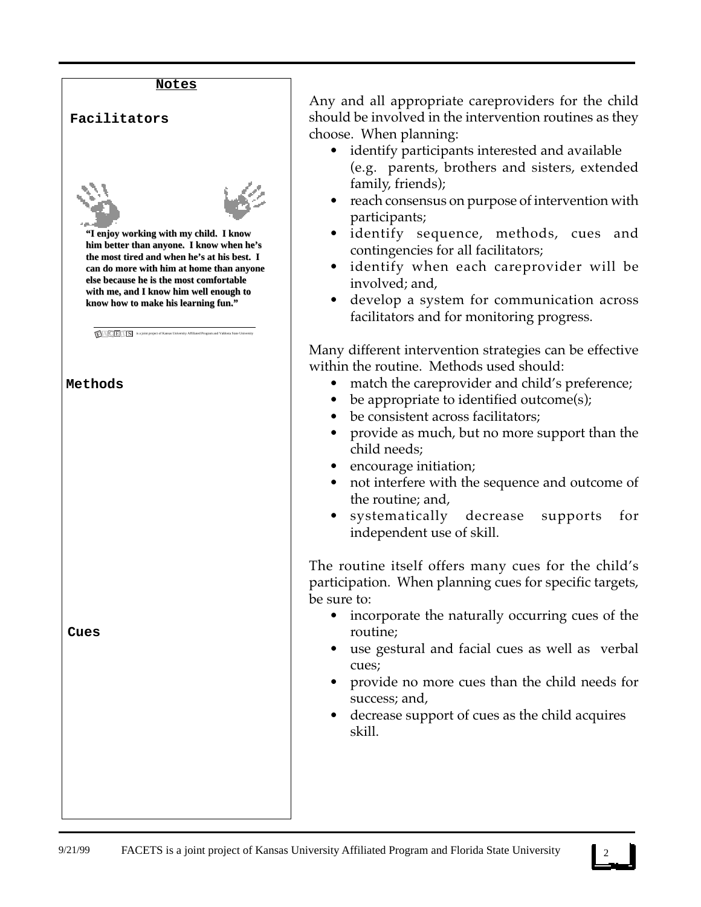**Notes**

**Facilitators**

**"I enjoy working with my child. I know him better than anyone. I know when he's the most tired and when he's at his best. I can do more with him at home than anyone else because he is the most comfortable with me, and I know him well enough to know how to make his learning fun."**

FACETS is a joint project of Kansas University Affiliated Program and Valdosta State University

**Methods**

**Cues**

Any and all appropriate careproviders for the child should be involved in the intervention routines as they choose. When planning:

- identify participants interested and available (e.g. parents, brothers and sisters, extended family, friends);
- reach consensus on purpose of intervention with participants;
- identify sequence, methods, cues and contingencies for all facilitators;
- identify when each careprovider will be involved; and,
- develop a system for communication across facilitators and for monitoring progress.

Many different intervention strategies can be effective within the routine. Methods used should:

- match the careprovider and child's preference;
- be appropriate to identified outcome(s);
- be consistent across facilitators;
- provide as much, but no more support than the child needs;
- encourage initiation;
- not interfere with the sequence and outcome of the routine; and,
- systematically decrease supports for independent use of skill.

The routine itself offers many cues for the child's participation. When planning cues for specific targets, be sure to:

- incorporate the naturally occurring cues of the routine;
- use gestural and facial cues as well as verbal cues;
- provide no more cues than the child needs for success; and,
- decrease support of cues as the child acquires skill.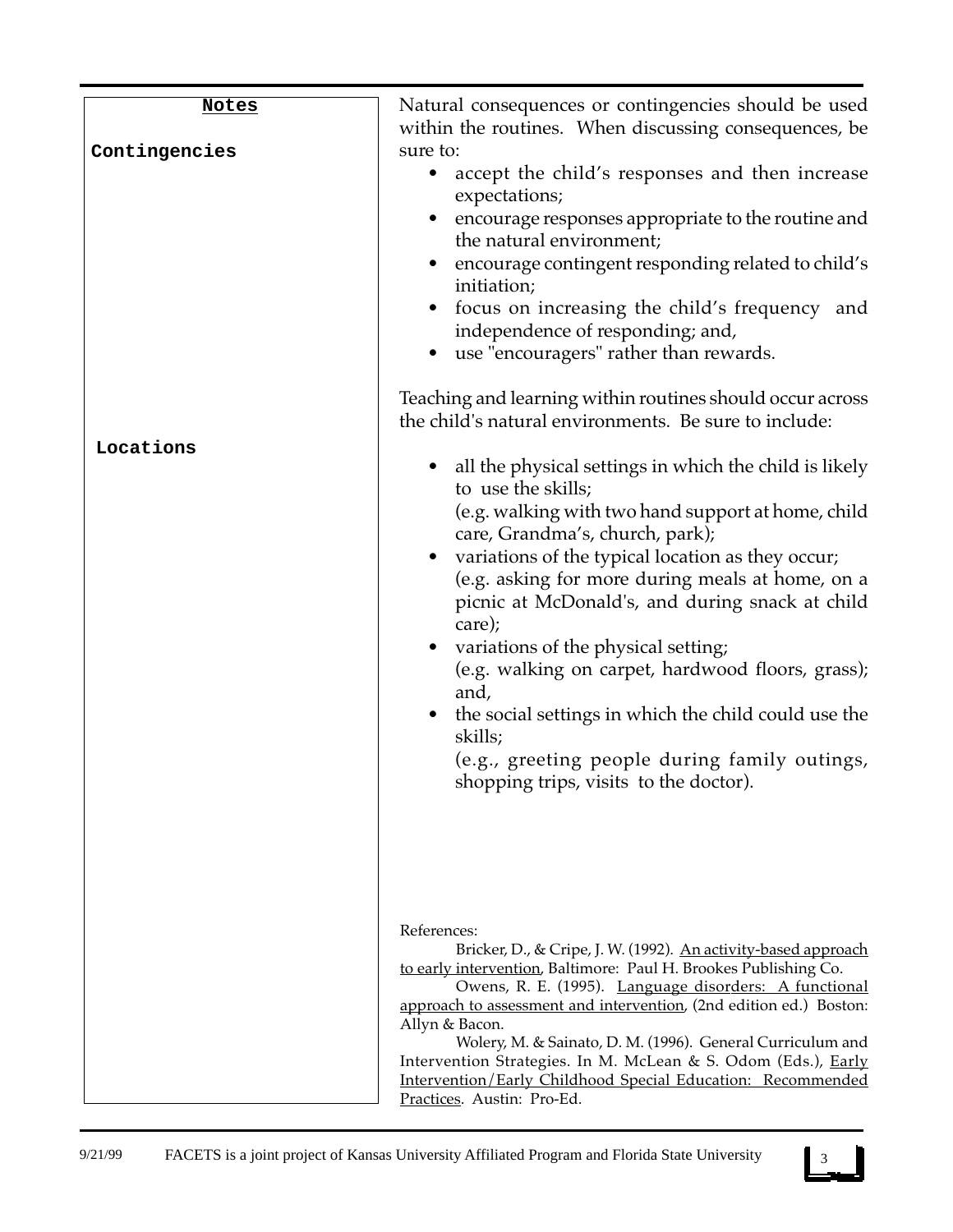**Notes**

**Contingencies**

Natural consequences or contingencies should be used within the routines. When discussing consequences, be sure to:

- accept the child's responses and then increase expectations;
- encourage responses appropriate to the routine and the natural environment;
- encourage contingent responding related to child's initiation;
- focus on increasing the child's frequency and independence of responding; and,
- use "encouragers" rather than rewards.

**Locations**

Teaching and learning within routines should occur across the child's natural environments. Be sure to include:

- all the physical settings in which the child is likely to use the skills;
  (e.g. walking with two hand support at home, child care, Grandma's, church, park);
- variations of the typical location as they occur;
  (e.g. asking for more during meals at home, on a picnic at McDonald's, and during snack at child care);
- variations of the physical setting;
  (e.g. walking on carpet, hardwood floors, grass); and,
- the social settings in which the child could use the skills;
  (e.g., greeting people during family outings, shopping trips, visits to the doctor).

References:

Bricker, D., & Cripe, J. W. (1992). An activity-based approach to early intervention, Baltimore: Paul H. Brookes Publishing Co.

Owens, R. E. (1995). Language disorders: A functional approach to assessment and intervention, (2nd edition ed.) Boston: Allyn & Bacon.

Wolery, M. & Sainato, D. M. (1996). General Curriculum and Intervention Strategies. In M. McLean & S. Odom (Eds.), Early Intervention/Early Childhood Special Education: Recommended Practices. Austin: Pro-Ed.

9/21/99 FACETS is a joint project of Kansas University Affiliated Program and Florida State University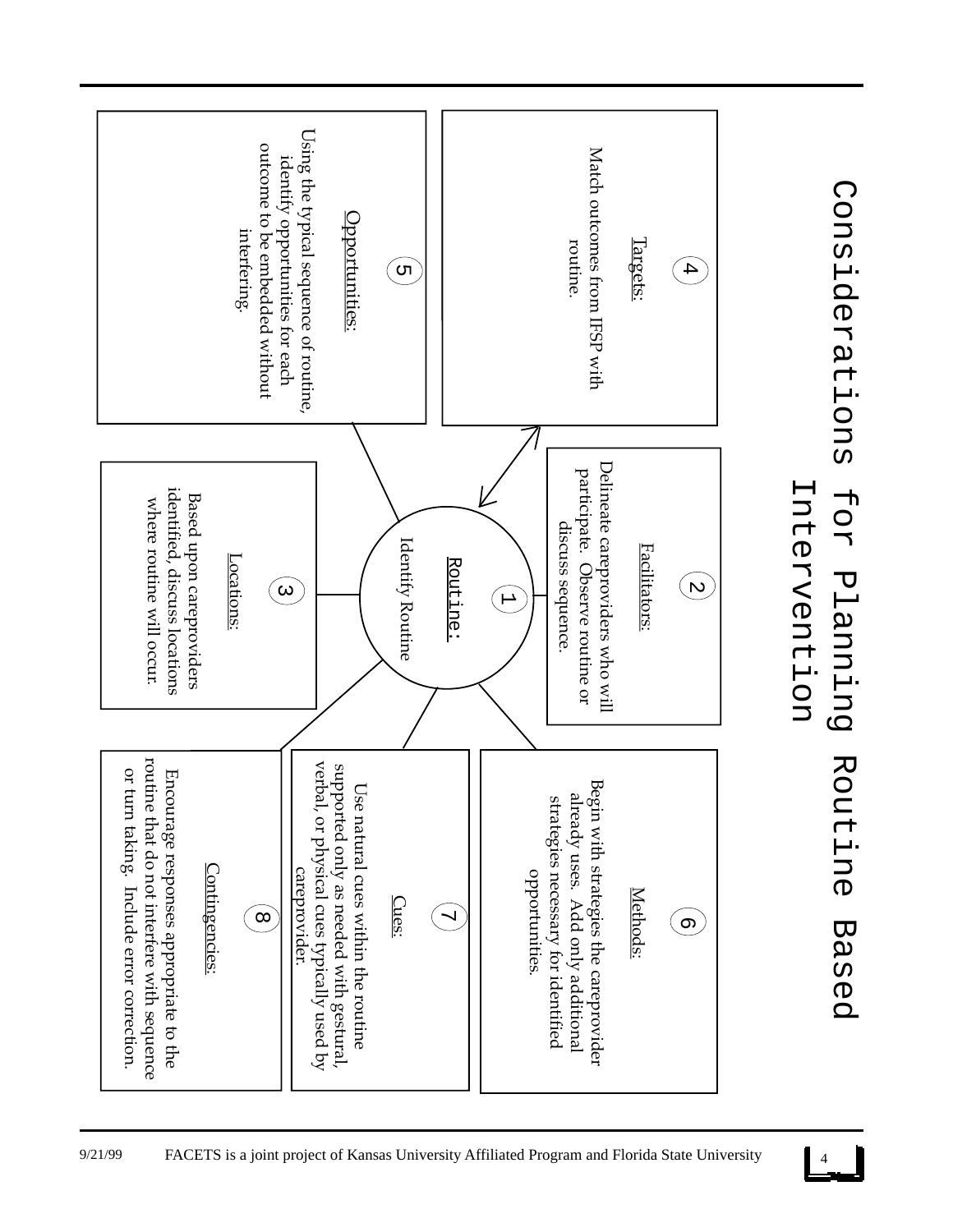# Considerations for Planning Routine Based Intervention

**1 Routine:**
Identify Routine

**2 Facilitators:**
Delineate careproviders who will participate. Observe routine or discuss sequence.

**3 Locations:**
Based upon careproviders identified, discuss locations where routine will occur.

**4 Targets:**
Match outcomes from IFSP with routine.

**5 Opportunities:**
Using the typical sequence of routine, identify opportunities for each outcome to be embedded without interfering.

**6 Methods:**
Begin with strategies the careprovider already uses. Add only additional strategies necessary for identified opportunities.

**7 Cues:**
Use natural cues within the routine supported only as needed with gestural, verbal, or physical cues typically used by careprovider.

**8 Contingencies:**
Encourage responses appropriate to the routine that do not interfere with sequence or turn taking. Include error correction.

9/21/99 FACETS is a joint project of Kansas University Affiliated Program and Florida State University